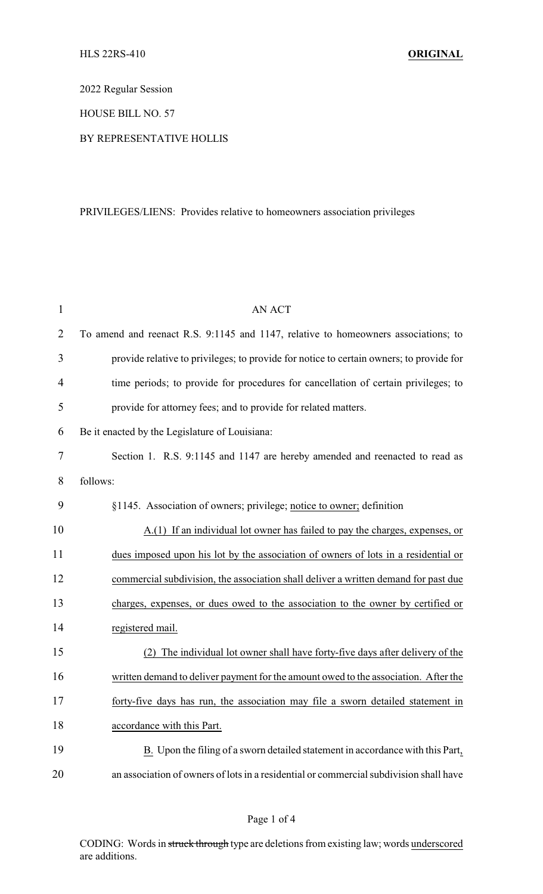2022 Regular Session

HOUSE BILL NO. 57

BY REPRESENTATIVE HOLLIS

PRIVILEGES/LIENS: Provides relative to homeowners association privileges

AN ACT

To amend and reenact R.S. 9:1145 and 1147, relative to homeowners associations; to provide relative to privileges; to provide for notice to certain owners; to provide for time periods; to provide for procedures for cancellation of certain privileges; to provide for attorney fees; and to provide for related matters.

Be it enacted by the Legislature of Louisiana:

Section 1. R.S. 9:1145 and 1147 are hereby amended and reenacted to read as follows:

§1145. Association of owners; privilege; notice to owner; definition

A.(1) If an individual lot owner has failed to pay the charges, expenses, or dues imposed upon his lot by the association of owners of lots in a residential or commercial subdivision, the association shall deliver a written demand for past due charges, expenses, or dues owed to the association to the owner by certified or registered mail.

(2) The individual lot owner shall have forty-five days after delivery of the written demand to deliver payment for the amount owed to the association. After the forty-five days has run, the association may file a sworn detailed statement in accordance with this Part.

B. Upon the filing of a sworn detailed statement in accordance with this Part, an association of owners of lots in a residential or commercial subdivision shall have

CODING: Words in ~~struck through~~ type are deletions from existing law; words underscored are additions.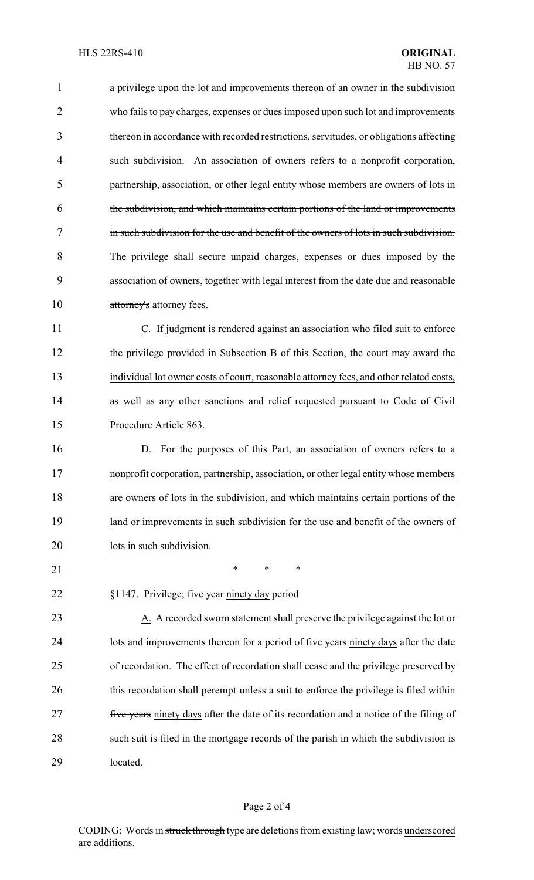a privilege upon the lot and improvements thereon of an owner in the subdivision who fails to pay charges, expenses or dues imposed upon such lot and improvements thereon in accordance with recorded restrictions, servitudes, or obligations affecting such subdivision. ~~An association of owners refers to a nonprofit corporation, partnership, association, or other legal entity whose members are owners of lots in the subdivision, and which maintains certain portions of the land or improvements in such subdivision for the use and benefit of the owners of lots in such subdivision.~~ The privilege shall secure unpaid charges, expenses or dues imposed by the association of owners, together with legal interest from the date due and reasonable ~~attorney's~~ attorney fees.

C. If judgment is rendered against an association who filed suit to enforce the privilege provided in Subsection B of this Section, the court may award the individual lot owner costs of court, reasonable attorney fees, and other related costs, as well as any other sanctions and relief requested pursuant to Code of Civil Procedure Article 863.

D. For the purposes of this Part, an association of owners refers to a nonprofit corporation, partnership, association, or other legal entity whose members are owners of lots in the subdivision, and which maintains certain portions of the land or improvements in such subdivision for the use and benefit of the owners of lots in such subdivision.

\* \* \*

§1147. Privilege; ~~five year~~ ninety day period

A. A recorded sworn statement shall preserve the privilege against the lot or lots and improvements thereon for a period of ~~five years~~ ninety days after the date of recordation. The effect of recordation shall cease and the privilege preserved by this recordation shall perempt unless a suit to enforce the privilege is filed within ~~five years~~ ninety days after the date of its recordation and a notice of the filing of such suit is filed in the mortgage records of the parish in which the subdivision is located.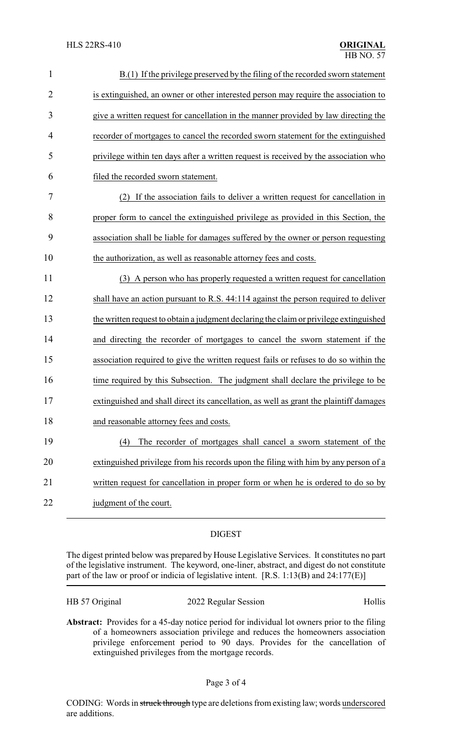B.(1) If the privilege preserved by the filing of the recorded sworn statement is extinguished, an owner or other interested person may require the association to give a written request for cancellation in the manner provided by law directing the recorder of mortgages to cancel the recorded sworn statement for the extinguished privilege within ten days after a written request is received by the association who filed the recorded sworn statement.

(2) If the association fails to deliver a written request for cancellation in proper form to cancel the extinguished privilege as provided in this Section, the association shall be liable for damages suffered by the owner or person requesting the authorization, as well as reasonable attorney fees and costs.

(3) A person who has properly requested a written request for cancellation shall have an action pursuant to R.S. 44:114 against the person required to deliver the written request to obtain a judgment declaring the claim or privilege extinguished and directing the recorder of mortgages to cancel the sworn statement if the association required to give the written request fails or refuses to do so within the time required by this Subsection. The judgment shall declare the privilege to be extinguished and shall direct its cancellation, as well as grant the plaintiff damages and reasonable attorney fees and costs.

(4) The recorder of mortgages shall cancel a sworn statement of the extinguished privilege from his records upon the filing with him by any person of a written request for cancellation in proper form or when he is ordered to do so by judgment of the court.

## DIGEST

The digest printed below was prepared by House Legislative Services. It constitutes no part of the legislative instrument. The keyword, one-liner, abstract, and digest do not constitute part of the law or proof or indicia of legislative intent. [R.S. 1:13(B) and 24:177(E)]

HB 57 Original | 2022 Regular Session | Hollis

**Abstract:** Provides for a 45-day notice period for individual lot owners prior to the filing of a homeowners association privilege and reduces the homeowners association privilege enforcement period to 90 days. Provides for the cancellation of extinguished privileges from the mortgage records.

CODING: Words in ~~struck through~~ type are deletions from existing law; words underscored are additions.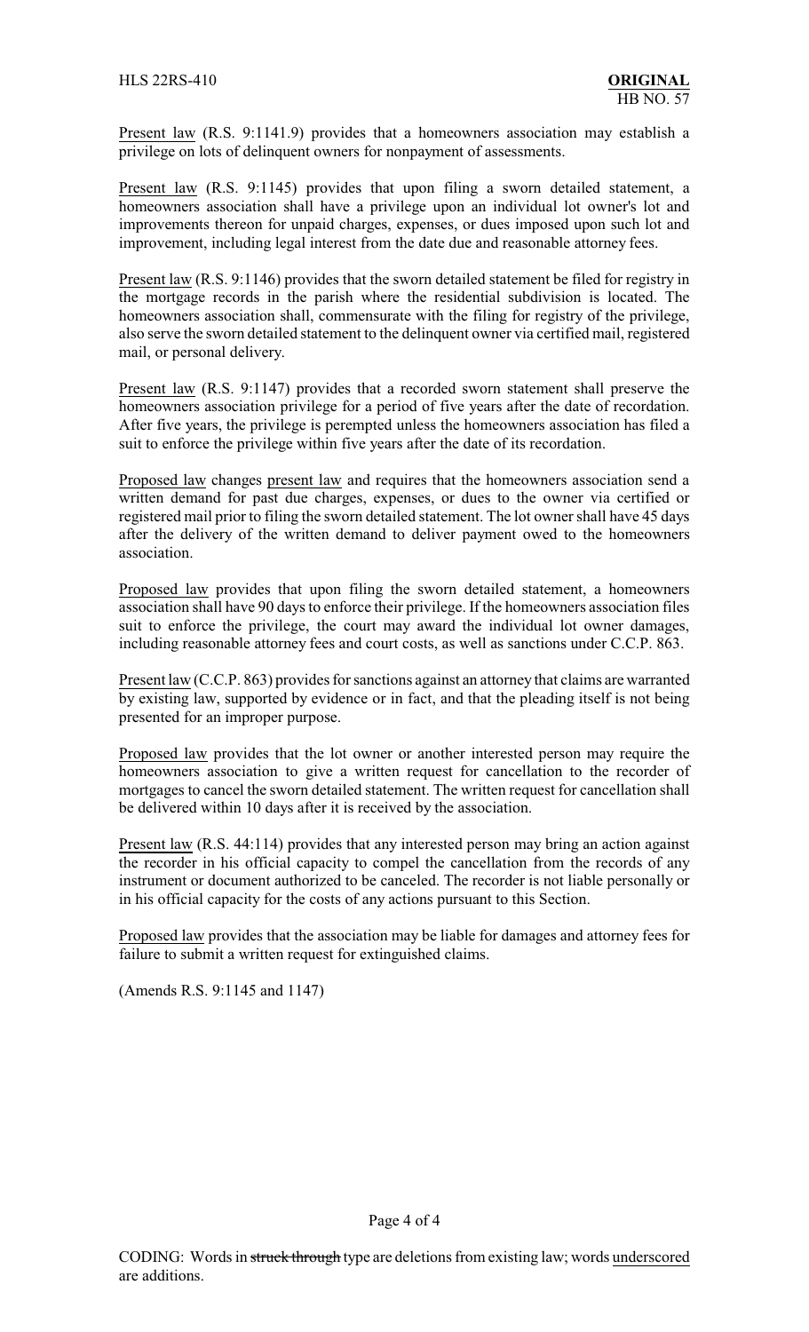Present law (R.S. 9:1141.9) provides that a homeowners association may establish a privilege on lots of delinquent owners for nonpayment of assessments.

Present law (R.S. 9:1145) provides that upon filing a sworn detailed statement, a homeowners association shall have a privilege upon an individual lot owner's lot and improvements thereon for unpaid charges, expenses, or dues imposed upon such lot and improvement, including legal interest from the date due and reasonable attorney fees.

Present law (R.S. 9:1146) provides that the sworn detailed statement be filed for registry in the mortgage records in the parish where the residential subdivision is located. The homeowners association shall, commensurate with the filing for registry of the privilege, also serve the sworn detailed statement to the delinquent owner via certified mail, registered mail, or personal delivery.

Present law (R.S. 9:1147) provides that a recorded sworn statement shall preserve the homeowners association privilege for a period of five years after the date of recordation. After five years, the privilege is perempted unless the homeowners association has filed a suit to enforce the privilege within five years after the date of its recordation.

Proposed law changes present law and requires that the homeowners association send a written demand for past due charges, expenses, or dues to the owner via certified or registered mail prior to filing the sworn detailed statement. The lot owner shall have 45 days after the delivery of the written demand to deliver payment owed to the homeowners association.

Proposed law provides that upon filing the sworn detailed statement, a homeowners association shall have 90 days to enforce their privilege. If the homeowners association files suit to enforce the privilege, the court may award the individual lot owner damages, including reasonable attorney fees and court costs, as well as sanctions under C.C.P. 863.

Present law (C.C.P. 863) provides for sanctions against an attorney that claims are warranted by existing law, supported by evidence or in fact, and that the pleading itself is not being presented for an improper purpose.

Proposed law provides that the lot owner or another interested person may require the homeowners association to give a written request for cancellation to the recorder of mortgages to cancel the sworn detailed statement. The written request for cancellation shall be delivered within 10 days after it is received by the association.

Present law (R.S. 44:114) provides that any interested person may bring an action against the recorder in his official capacity to compel the cancellation from the records of any instrument or document authorized to be canceled. The recorder is not liable personally or in his official capacity for the costs of any actions pursuant to this Section.

Proposed law provides that the association may be liable for damages and attorney fees for failure to submit a written request for extinguished claims.

(Amends R.S. 9:1145 and 1147)